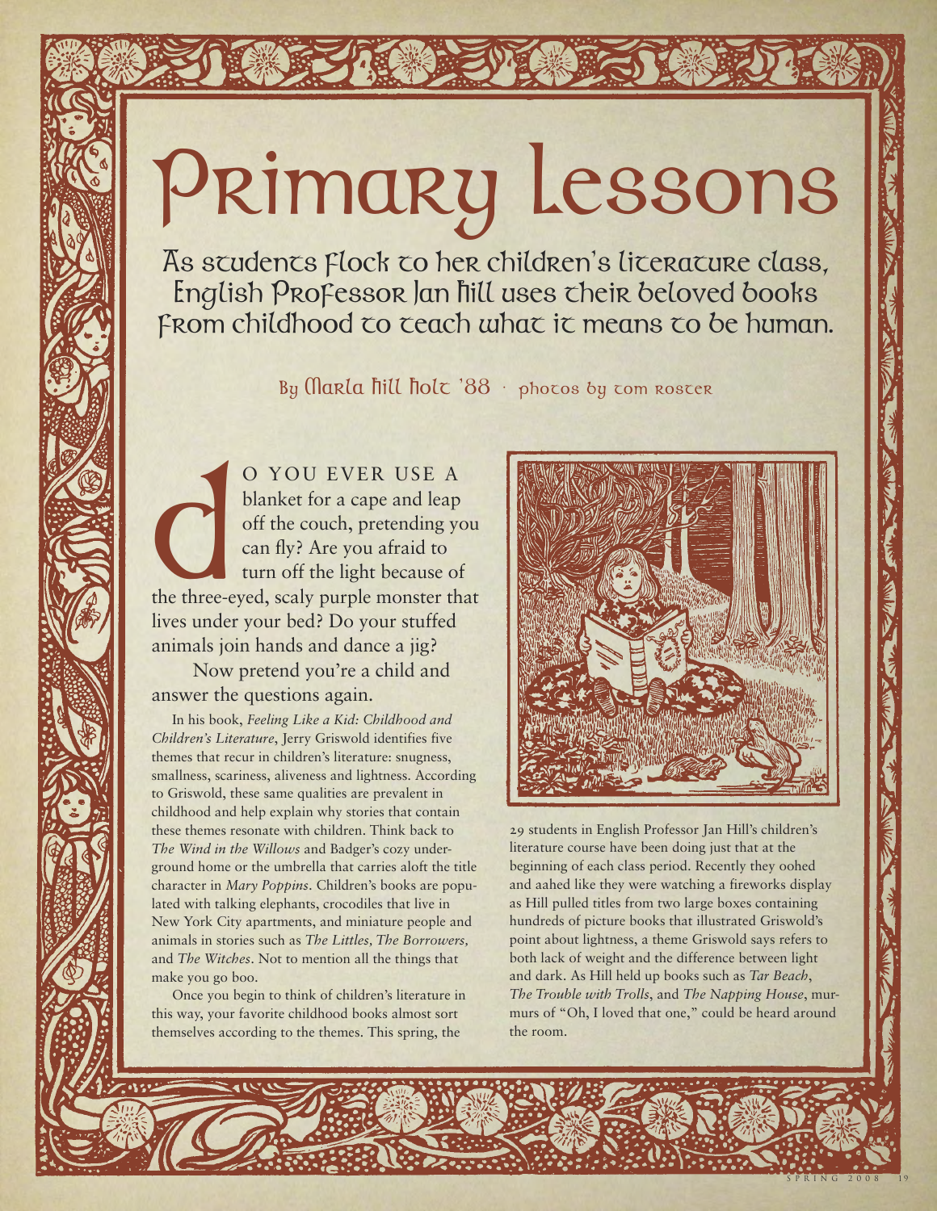# Primary Lessons

## As students flock to her children's literature class, English Professor Jan Hill uses their beloved books from childhood to teach what it means to be human.

By Marla Hill Holt '88 · photos by tom roster

DO YOU EVER USE A blanket for a cape and leap off the couch, pretending you can fly? Are you afraid to turn off the light because of the three-eyed, scaly purple monster that lives under your bed? Do your stuffed animals join hands and dance a jig?

Now pretend you're a child and answer the questions again.

In his book, *Feeling Like a Kid: Childhood and Children's Literature*, Jerry Griswold identifies five themes that recur in children's literature: snugness, smallness, scariness, aliveness and lightness. According to Griswold, these same qualities are prevalent in childhood and help explain why stories that contain these themes resonate with children. Think back to *The Wind in the Willows* and Badger's cozy underground home or the umbrella that carries aloft the title character in *Mary Poppins*. Children's books are populated with talking elephants, crocodiles that live in New York City apartments, and miniature people and animals in stories such as *The Littles, The Borrowers,* and *The Witches*. Not to mention all the things that make you go boo.

Once you begin to think of children's literature in this way, your favorite childhood books almost sort themselves according to the themes. This spring, the 29 students in English Professor Jan Hill's children's literature course have been doing just that at the beginning of each class period. Recently they oohed and aahed like they were watching a fireworks display as Hill pulled titles from two large boxes containing hundreds of picture books that illustrated Griswold's point about lightness, a theme Griswold says refers to both lack of weight and the difference between light and dark. As Hill held up books such as *Tar Beach*, *The Trouble with Trolls*, and *The Napping House*, murmurs of "Oh, I loved that one," could be heard around the room.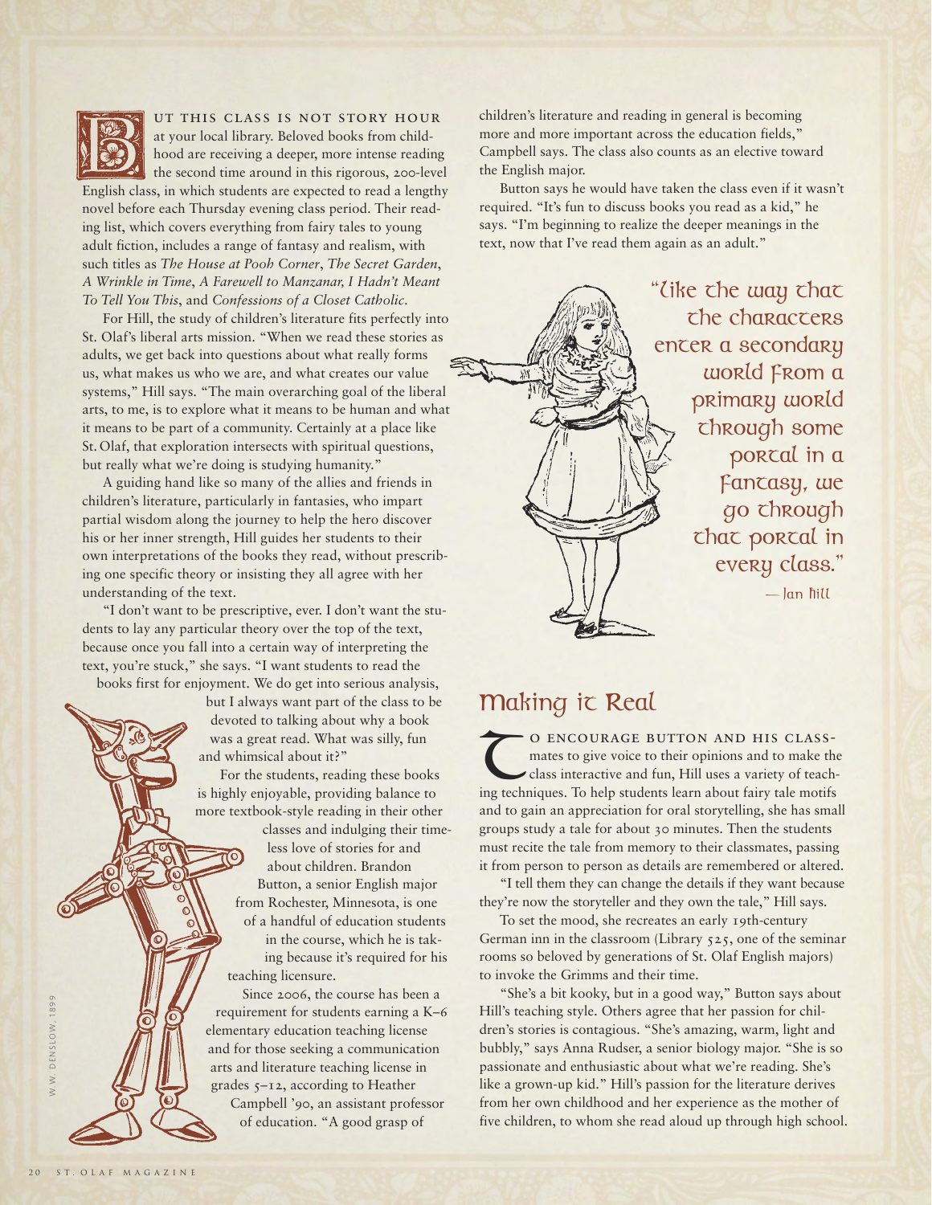But this class is not story hour at your local library. Beloved books from childhood are receiving a deeper, more intense reading the second time around in this rigorous, 200-level English class, in which students are expected to read a lengthy novel before each Thursday evening class period. Their reading list, which covers everything from fairy tales to young adult fiction, includes a range of fantasy and realism, with such titles as *The House at Pooh Corner*, *The Secret Garden*, *A Wrinkle in Time*, *A Farewell to Manzanar, I Hadn't Meant To Tell You This*, and *Confessions of a Closet Catholic*.

For Hill, the study of children's literature fits perfectly into St. Olaf's liberal arts mission. "When we read these stories as adults, we get back into questions about what really forms us, what makes us who we are, and what creates our value systems," Hill says. "The main overarching goal of the liberal arts, to me, is to explore what it means to be human and what it means to be part of a community. Certainly at a place like St. Olaf, that exploration intersects with spiritual questions, but really what we're doing is studying humanity."

A guiding hand like so many of the allies and friends in children's literature, particularly in fantasies, who impart partial wisdom along the journey to help the hero discover his or her inner strength, Hill guides her students to their own interpretations of the books they read, without prescribing one specific theory or insisting they all agree with her understanding of the text.

"I don't want to be prescriptive, ever. I don't want the students to lay any particular theory over the top of the text, because once you fall into a certain way of interpreting the text, you're stuck," she says. "I want students to read the books first for enjoyment. We do get into serious analysis, but I always want part of the class to be devoted to talking about why a book was a great read. What was silly, fun and whimsical about it?"

For the students, reading these books is highly enjoyable, providing balance to more textbook-style reading in their other classes and indulging their timeless love of stories for and about children. Brandon Button, a senior English major from Rochester, Minnesota, is one of a handful of education students in the course, which he is taking because it's required for his teaching licensure.

Since 2006, the course has been a requirement for students earning a K–6 elementary education teaching license and for those seeking a communication arts and literature teaching license in grades 5–12, according to Heather Campbell '90, an assistant professor of education. "A good grasp of children's literature and reading in general is becoming more and more important across the education fields," Campbell says. The class also counts as an elective toward the English major.

Button says he would have taken the class even if it wasn't required. "It's fun to discuss books you read as a kid," he says. "I'm beginning to realize the deeper meanings in the text, now that I've read them again as an adult."

> "Like the way that the characters enter a secondary world from a primary world through some portal in a fantasy, we go through that portal in every class."
> — Jan Hill

W.W. DENSLOW, 1899

## Making it Real

To encourage Button and his classmates to give voice to their opinions and to make the class interactive and fun, Hill uses a variety of teaching techniques. To help students learn about fairy tale motifs and to gain an appreciation for oral storytelling, she has small groups study a tale for about 30 minutes. Then the students must recite the tale from memory to their classmates, passing it from person to person as details are remembered or altered.

"I tell them they can change the details if they want because they're now the storyteller and they own the tale," Hill says.

To set the mood, she recreates an early 19th-century German inn in the classroom (Library 525, one of the seminar rooms so beloved by generations of St. Olaf English majors) to invoke the Grimms and their time.

"She's a bit kooky, but in a good way," Button says about Hill's teaching style. Others agree that her passion for children's stories is contagious. "She's amazing, warm, light and bubbly," says Anna Rudser, a senior biology major. "She is so passionate and enthusiastic about what we're reading. She's like a grown-up kid." Hill's passion for the literature derives from her own childhood and her experience as the mother of five children, to whom she read aloud up through high school.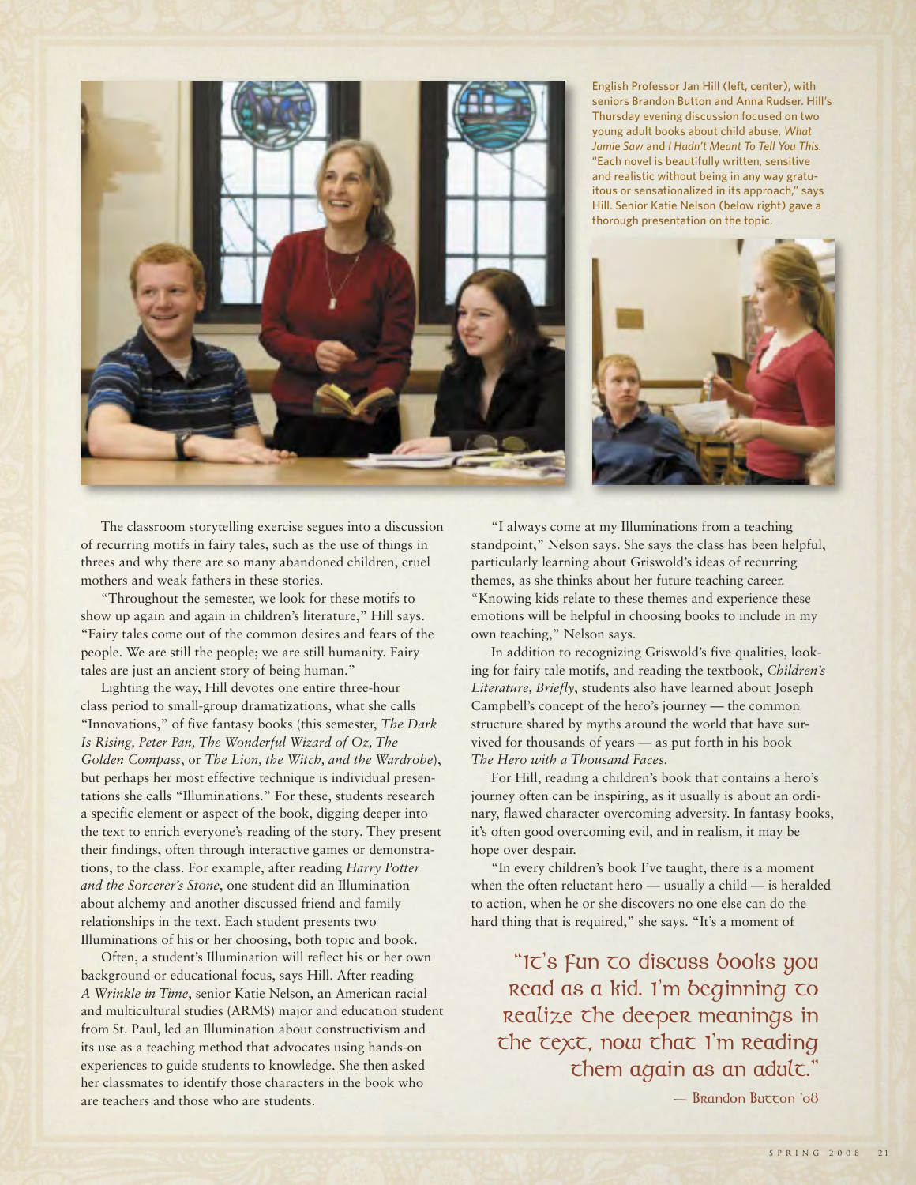English Professor Jan Hill (left, center), with seniors Brandon Button and Anna Rudser. Hill's Thursday evening discussion focused on two young adult books about child abuse, *What Jamie Saw* and *I Hadn't Meant To Tell You This.* "Each novel is beautifully written, sensitive and realistic without being in any way gratuitous or sensationalized in its approach," says Hill. Senior Katie Nelson (below right) gave a thorough presentation on the topic.

The classroom storytelling exercise segues into a discussion of recurring motifs in fairy tales, such as the use of things in threes and why there are so many abandoned children, cruel mothers and weak fathers in these stories.

"Throughout the semester, we look for these motifs to show up again and again in children's literature," Hill says. "Fairy tales come out of the common desires and fears of the people. We are still the people; we are still humanity. Fairy tales are just an ancient story of being human."

Lighting the way, Hill devotes one entire three-hour class period to small-group dramatizations, what she calls "Innovations," of five fantasy books (this semester, *The Dark Is Rising, Peter Pan, The Wonderful Wizard of Oz, The Golden Compass*, or *The Lion, the Witch, and the Wardrobe*), but perhaps her most effective technique is individual presentations she calls "Illuminations." For these, students research a specific element or aspect of the book, digging deeper into the text to enrich everyone's reading of the story. They present their findings, often through interactive games or demonstrations, to the class. For example, after reading *Harry Potter and the Sorcerer's Stone*, one student did an Illumination about alchemy and another discussed friend and family relationships in the text. Each student presents two Illuminations of his or her choosing, both topic and book.

Often, a student's Illumination will reflect his or her own background or educational focus, says Hill. After reading *A Wrinkle in Time*, senior Katie Nelson, an American racial and multicultural studies (ARMS) major and education student from St. Paul, led an Illumination about constructivism and its use as a teaching method that advocates using hands-on experiences to guide students to knowledge. She then asked her classmates to identify those characters in the book who are teachers and those who are students.

"I always come at my Illuminations from a teaching standpoint," Nelson says. She says the class has been helpful, particularly learning about Griswold's ideas of recurring themes, as she thinks about her future teaching career. "Knowing kids relate to these themes and experience these emotions will be helpful in choosing books to include in my own teaching," Nelson says.

In addition to recognizing Griswold's five qualities, looking for fairy tale motifs, and reading the textbook, *Children's Literature, Briefly*, students also have learned about Joseph Campbell's concept of the hero's journey — the common structure shared by myths around the world that have survived for thousands of years — as put forth in his book *The Hero with a Thousand Faces*.

For Hill, reading a children's book that contains a hero's journey often can be inspiring, as it usually is about an ordinary, flawed character overcoming adversity. In fantasy books, it's often good overcoming evil, and in realism, it may be hope over despair.

"In every children's book I've taught, there is a moment when the often reluctant hero — usually a child — is heralded to action, when he or she discovers no one else can do the hard thing that is required," she says. "It's a moment of

> "It's fun to discuss books you read as a kid. I'm beginning to realize the deeper meanings in the text, now that I'm reading them again as an adult."
>
> — Brandon Button '08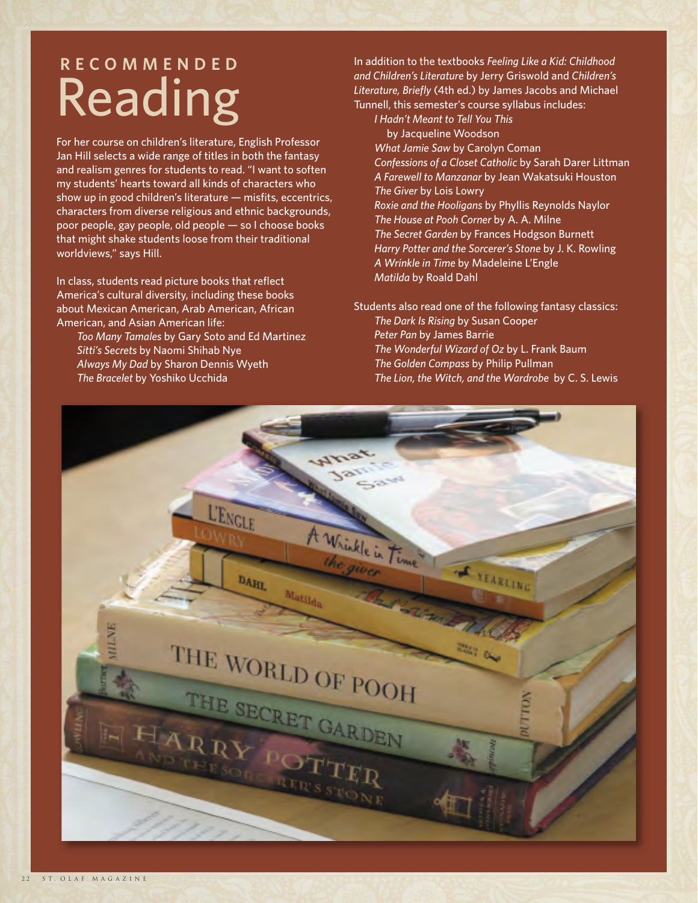## RECOMMENDED

# Reading

For her course on children's literature, English Professor Jan Hill selects a wide range of titles in both the fantasy and realism genres for students to read. "I want to soften my students' hearts toward all kinds of characters who show up in good children's literature — misfits, eccentrics, characters from diverse religious and ethnic backgrounds, poor people, gay people, old people — so I choose books that might shake students loose from their traditional worldviews," says Hill.

In class, students read picture books that reflect America's cultural diversity, including these books about Mexican American, Arab American, African American, and Asian American life:

- *Too Many Tamales* by Gary Soto and Ed Martinez
- *Sitti's Secrets* by Naomi Shihab Nye
- *Always My Dad* by Sharon Dennis Wyeth
- *The Bracelet* by Yoshiko Ucchida

In addition to the textbooks *Feeling Like a Kid: Childhood and Children's Literature* by Jerry Griswold and *Children's Literature, Briefly* (4th ed.) by James Jacobs and Michael Tunnell, this semester's course syllabus includes:

- *I Hadn't Meant to Tell You This* by Jacqueline Woodson
- *What Jamie Saw* by Carolyn Coman
- *Confessions of a Closet Catholic* by Sarah Darer Littman
- *A Farewell to Manzanar* by Jean Wakatsuki Houston
- *The Giver* by Lois Lowry
- *Roxie and the Hooligans* by Phyllis Reynolds Naylor
- *The House at Pooh Corner* by A. A. Milne
- *The Secret Garden* by Frances Hodgson Burnett
- *Harry Potter and the Sorcerer's Stone* by J. K. Rowling
- *A Wrinkle in Time* by Madeleine L'Engle
- *Matilda* by Roald Dahl

Students also read one of the following fantasy classics:

- *The Dark Is Rising* by Susan Cooper
- *Peter Pan* by James Barrie
- *The Wonderful Wizard of Oz* by L. Frank Baum
- *The Golden Compass* by Philip Pullman
- *The Lion, the Witch, and the Wardrobe* by C. S. Lewis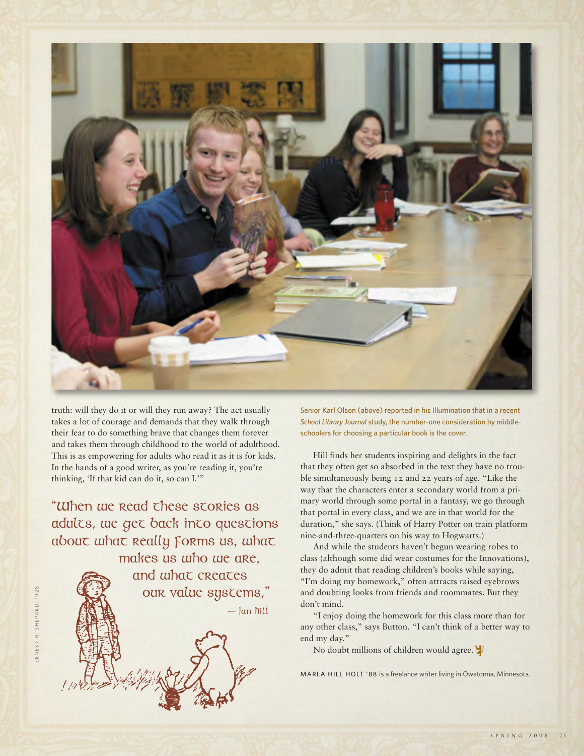truth: will they do it or will they run away? The act usually takes a lot of courage and demands that they walk through their fear to do something brave that changes them forever and takes them through childhood to the world of adulthood. This is as empowering for adults who read it as it is for kids. In the hands of a good writer, as you're reading it, you're thinking, 'If that kid can do it, so can I.'"

"When we read these stories as adults, we get back into questions about what really forms us, what makes us who we are, and what creates our value systems," — Jan Hill

ERNEST H. SHEPARD, 1928

Senior Karl Olson (above) reported in his Illumination that in a recent *School Library Journal* study, the number-one consideration by middle-schoolers for choosing a particular book is the cover.

Hill finds her students inspiring and delights in the fact that they often get so absorbed in the text they have no trouble simultaneously being 12 and 22 years of age. "Like the way that the characters enter a secondary world from a primary world through some portal in a fantasy, we go through that portal in every class, and we are in that world for the duration," she says. (Think of Harry Potter on train platform nine-and-three-quarters on his way to Hogwarts.)

And while the students haven't begun wearing robes to class (although some did wear costumes for the Innovations), they do admit that reading children's books while saying, "I'm doing my homework," often attracts raised eyebrows and doubting looks from friends and roommates. But they don't mind.

"I enjoy doing the homework for this class more than for any other class," says Button. "I can't think of a better way to end my day."

No doubt millions of children would agree.

MARLA HILL HOLT '88 is a freelance writer living in Owatonna, Minnesota.